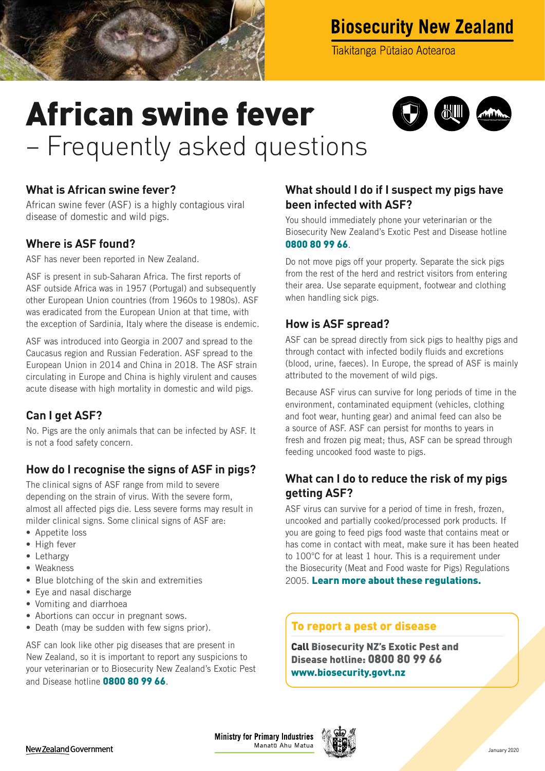Biosecurity New Zealand

Tiakitanga Pūtaiao Aotearoa

# African swine fever

– Frequently asked questions

## What is African swine fever?

African swine fever (ASF) is a highly contagious viral disease of domestic and wild pigs.

## Where is ASF found?

ASF has never been reported in New Zealand.

ASF is present in sub-Saharan Africa. The first reports of ASF outside Africa was in 1957 (Portugal) and subsequently other European Union countries (from 1960s to 1980s). ASF was eradicated from the European Union at that time, with the exception of Sardinia, Italy where the disease is endemic.

ASF was introduced into Georgia in 2007 and spread to the Caucasus region and Russian Federation. ASF spread to the European Union in 2014 and China in 2018. The ASF strain circulating in Europe and China is highly virulent and causes acute disease with high mortality in domestic and wild pigs.

## Can I get ASF?

No. Pigs are the only animals that can be infected by ASF. It is not a food safety concern.

## How do I recognise the signs of ASF in pigs?

The clinical signs of ASF range from mild to severe depending on the strain of virus. With the severe form, almost all affected pigs die. Less severe forms may result in milder clinical signs. Some clinical signs of ASF are:

- Appetite loss
- High fever
- Lethargy
- Weakness
- Blue blotching of the skin and extremities
- Eye and nasal discharge
- Vomiting and diarrhoea
- Abortions can occur in pregnant sows.
- Death (may be sudden with few signs prior).

ASF can look like other pig diseases that are present in New Zealand, so it is important to report any suspicions to your veterinarian or to Biosecurity New Zealand's Exotic Pest and Disease hotline **0800 80 99 66**.

## What should I do if I suspect my pigs have been infected with ASF?

You should immediately phone your veterinarian or the Biosecurity New Zealand's Exotic Pest and Disease hotline **0800 80 99 66**.

Do not move pigs off your property. Separate the sick pigs from the rest of the herd and restrict visitors from entering their area. Use separate equipment, footwear and clothing when handling sick pigs.

## How is ASF spread?

ASF can be spread directly from sick pigs to healthy pigs and through contact with infected bodily fluids and excretions (blood, urine, faeces). In Europe, the spread of ASF is mainly attributed to the movement of wild pigs.

Because ASF virus can survive for long periods of time in the environment, contaminated equipment (vehicles, clothing and foot wear, hunting gear) and animal feed can also be a source of ASF. ASF can persist for months to years in fresh and frozen pig meat; thus, ASF can be spread through feeding uncooked food waste to pigs.

## What can I do to reduce the risk of my pigs getting ASF?

ASF virus can survive for a period of time in fresh, frozen, uncooked and partially cooked/processed pork products. If you are going to feed pigs food waste that contains meat or has come in contact with meat, make sure it has been heated to 100°C for at least 1 hour. This is a requirement under the Biosecurity (Meat and Food waste for Pigs) Regulations 2005. **Learn more about these regulations.**

### To report a pest or disease

**Call Biosecurity NZ's Exotic Pest and Disease hotline: 0800 80 99 66**
**www.biosecurity.govt.nz**

New Zealand Government

Ministry for Primary Industries
Manatū Ahu Matua

January 2020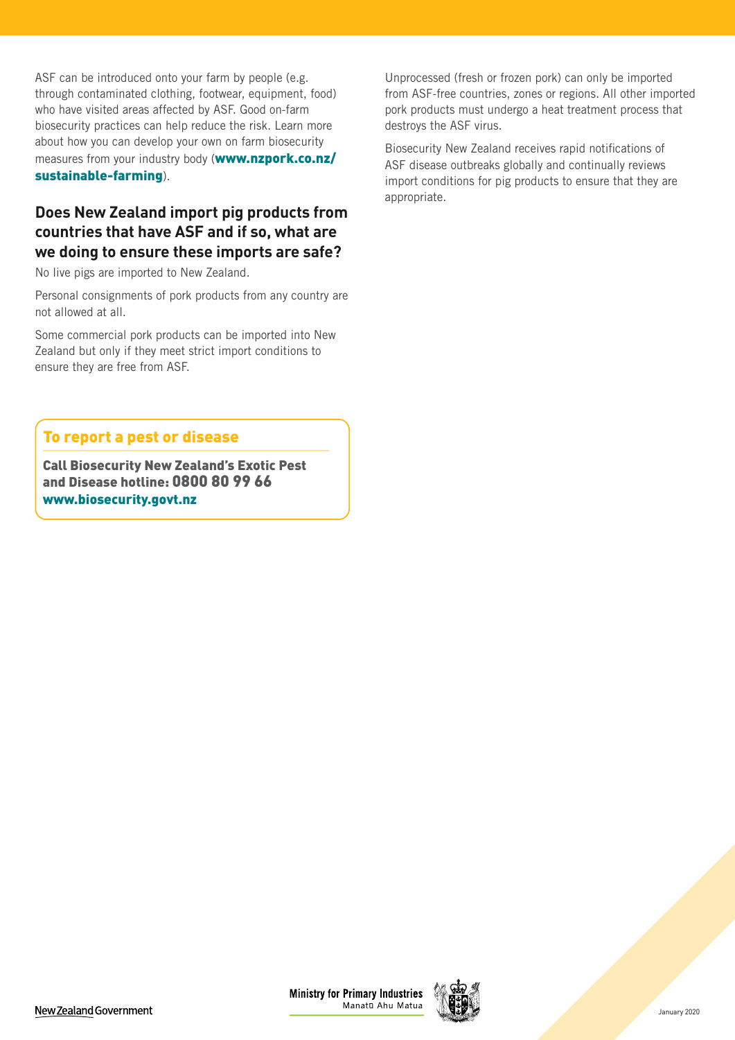ASF can be introduced onto your farm by people (e.g. through contaminated clothing, footwear, equipment, food) who have visited areas affected by ASF. Good on-farm biosecurity practices can help reduce the risk. Learn more about how you can develop your own on farm biosecurity measures from your industry body (**www.nzpork.co.nz/sustainable-farming**).

## Does New Zealand import pig products from countries that have ASF and if so, what are we doing to ensure these imports are safe?

No live pigs are imported to New Zealand.

Personal consignments of pork products from any country are not allowed at all.

Some commercial pork products can be imported into New Zealand but only if they meet strict import conditions to ensure they are free from ASF.

Unprocessed (fresh or frozen pork) can only be imported from ASF-free countries, zones or regions. All other imported pork products must undergo a heat treatment process that destroys the ASF virus.

Biosecurity New Zealand receives rapid notifications of ASF disease outbreaks globally and continually reviews import conditions for pig products to ensure that they are appropriate.

**To report a pest or disease**

**Call Biosecurity New Zealand's Exotic Pest and Disease hotline: 0800 80 99 66**
**www.biosecurity.govt.nz**

New Zealand Government

Ministry for Primary Industries
Manatū Ahu Matua

January 2020